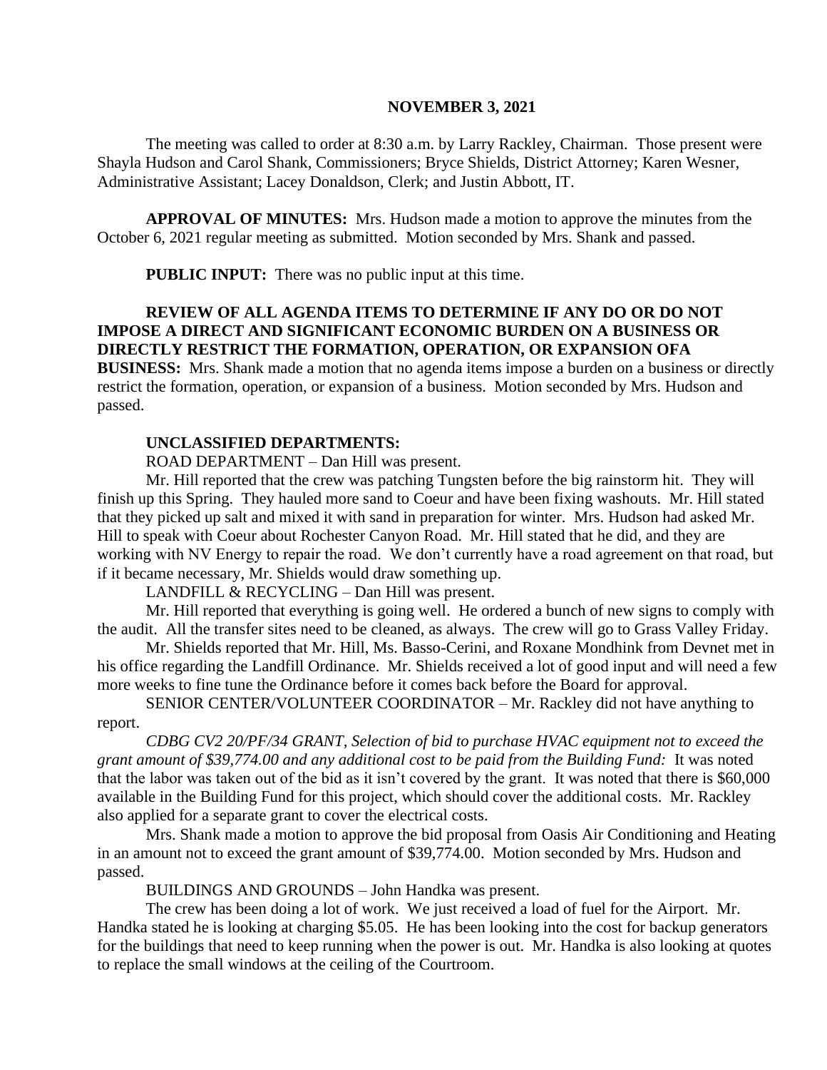**NOVEMBER 3, 2021**

The meeting was called to order at 8:30 a.m. by Larry Rackley, Chairman. Those present were Shayla Hudson and Carol Shank, Commissioners; Bryce Shields, District Attorney; Karen Wesner, Administrative Assistant; Lacey Donaldson, Clerk; and Justin Abbott, IT.

**APPROVAL OF MINUTES:** Mrs. Hudson made a motion to approve the minutes from the October 6, 2021 regular meeting as submitted. Motion seconded by Mrs. Shank and passed.

**PUBLIC INPUT:** There was no public input at this time.

**REVIEW OF ALL AGENDA ITEMS TO DETERMINE IF ANY DO OR DO NOT IMPOSE A DIRECT AND SIGNIFICANT ECONOMIC BURDEN ON A BUSINESS OR DIRECTLY RESTRICT THE FORMATION, OPERATION, OR EXPANSION OFA BUSINESS:** Mrs. Shank made a motion that no agenda items impose a burden on a business or directly restrict the formation, operation, or expansion of a business. Motion seconded by Mrs. Hudson and passed.

**UNCLASSIFIED DEPARTMENTS:**

ROAD DEPARTMENT – Dan Hill was present.

Mr. Hill reported that the crew was patching Tungsten before the big rainstorm hit. They will finish up this Spring. They hauled more sand to Coeur and have been fixing washouts. Mr. Hill stated that they picked up salt and mixed it with sand in preparation for winter. Mrs. Hudson had asked Mr. Hill to speak with Coeur about Rochester Canyon Road. Mr. Hill stated that he did, and they are working with NV Energy to repair the road. We don't currently have a road agreement on that road, but if it became necessary, Mr. Shields would draw something up.

LANDFILL & RECYCLING – Dan Hill was present.

Mr. Hill reported that everything is going well. He ordered a bunch of new signs to comply with the audit. All the transfer sites need to be cleaned, as always. The crew will go to Grass Valley Friday.

Mr. Shields reported that Mr. Hill, Ms. Basso-Cerini, and Roxane Mondhink from Devnet met in his office regarding the Landfill Ordinance. Mr. Shields received a lot of good input and will need a few more weeks to fine tune the Ordinance before it comes back before the Board for approval.

SENIOR CENTER/VOLUNTEER COORDINATOR – Mr. Rackley did not have anything to report.

*CDBG CV2 20/PF/34 GRANT, Selection of bid to purchase HVAC equipment not to exceed the grant amount of $39,774.00 and any additional cost to be paid from the Building Fund:* It was noted that the labor was taken out of the bid as it isn't covered by the grant. It was noted that there is $60,000 available in the Building Fund for this project, which should cover the additional costs. Mr. Rackley also applied for a separate grant to cover the electrical costs.

Mrs. Shank made a motion to approve the bid proposal from Oasis Air Conditioning and Heating in an amount not to exceed the grant amount of $39,774.00. Motion seconded by Mrs. Hudson and passed.

BUILDINGS AND GROUNDS – John Handka was present.

The crew has been doing a lot of work. We just received a load of fuel for the Airport. Mr. Handka stated he is looking at charging $5.05. He has been looking into the cost for backup generators for the buildings that need to keep running when the power is out. Mr. Handka is also looking at quotes to replace the small windows at the ceiling of the Courtroom.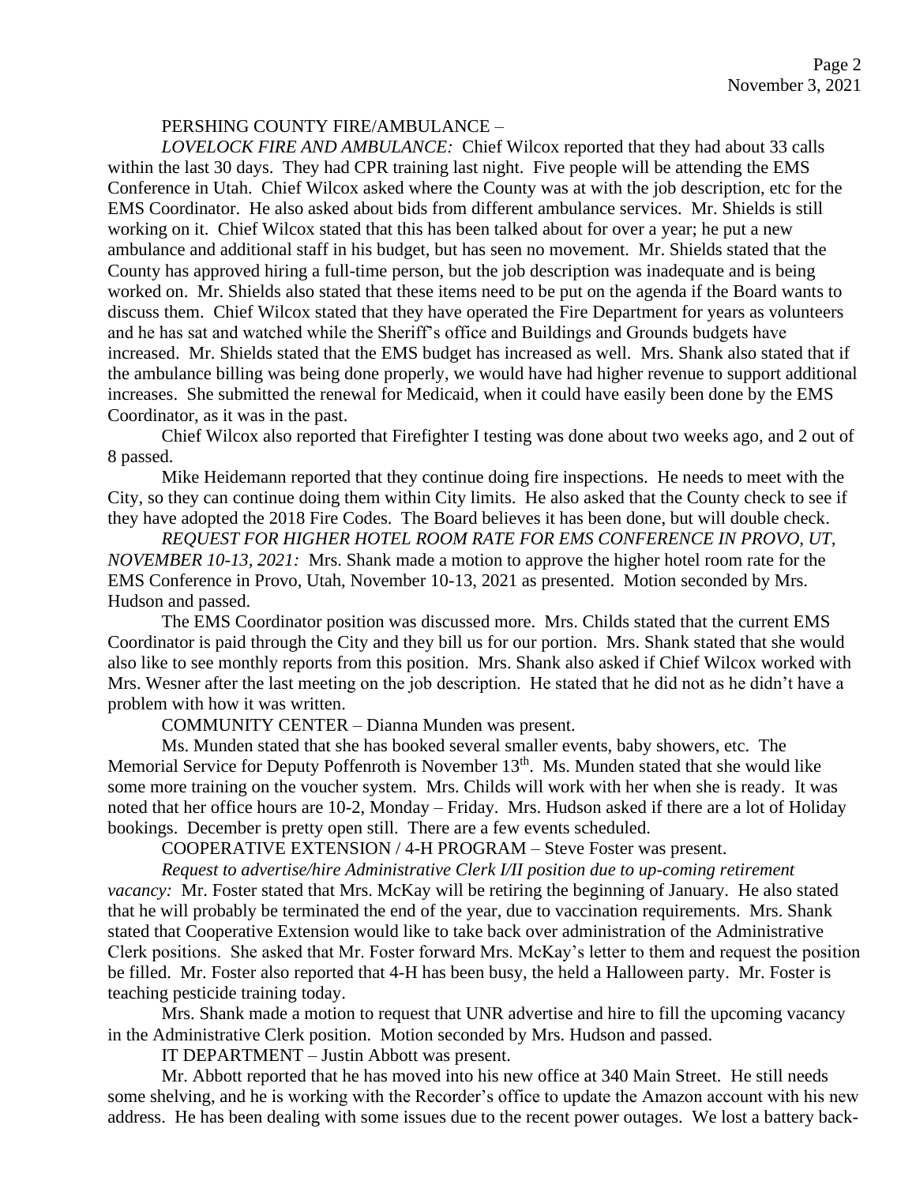PERSHING COUNTY FIRE/AMBULANCE –

*LOVELOCK FIRE AND AMBULANCE:* Chief Wilcox reported that they had about 33 calls within the last 30 days. They had CPR training last night. Five people will be attending the EMS Conference in Utah. Chief Wilcox asked where the County was at with the job description, etc for the EMS Coordinator. He also asked about bids from different ambulance services. Mr. Shields is still working on it. Chief Wilcox stated that this has been talked about for over a year; he put a new ambulance and additional staff in his budget, but has seen no movement. Mr. Shields stated that the County has approved hiring a full-time person, but the job description was inadequate and is being worked on. Mr. Shields also stated that these items need to be put on the agenda if the Board wants to discuss them. Chief Wilcox stated that they have operated the Fire Department for years as volunteers and he has sat and watched while the Sheriff's office and Buildings and Grounds budgets have increased. Mr. Shields stated that the EMS budget has increased as well. Mrs. Shank also stated that if the ambulance billing was being done properly, we would have had higher revenue to support additional increases. She submitted the renewal for Medicaid, when it could have easily been done by the EMS Coordinator, as it was in the past.

Chief Wilcox also reported that Firefighter I testing was done about two weeks ago, and 2 out of 8 passed.

Mike Heidemann reported that they continue doing fire inspections. He needs to meet with the City, so they can continue doing them within City limits. He also asked that the County check to see if they have adopted the 2018 Fire Codes. The Board believes it has been done, but will double check.

*REQUEST FOR HIGHER HOTEL ROOM RATE FOR EMS CONFERENCE IN PROVO, UT, NOVEMBER 10-13, 2021:* Mrs. Shank made a motion to approve the higher hotel room rate for the EMS Conference in Provo, Utah, November 10-13, 2021 as presented. Motion seconded by Mrs. Hudson and passed.

The EMS Coordinator position was discussed more. Mrs. Childs stated that the current EMS Coordinator is paid through the City and they bill us for our portion. Mrs. Shank stated that she would also like to see monthly reports from this position. Mrs. Shank also asked if Chief Wilcox worked with Mrs. Wesner after the last meeting on the job description. He stated that he did not as he didn't have a problem with how it was written.

COMMUNITY CENTER – Dianna Munden was present.

Ms. Munden stated that she has booked several smaller events, baby showers, etc. The Memorial Service for Deputy Poffenroth is November 13th. Ms. Munden stated that she would like some more training on the voucher system. Mrs. Childs will work with her when she is ready. It was noted that her office hours are 10-2, Monday – Friday. Mrs. Hudson asked if there are a lot of Holiday bookings. December is pretty open still. There are a few events scheduled.

COOPERATIVE EXTENSION / 4-H PROGRAM – Steve Foster was present.

*Request to advertise/hire Administrative Clerk I/II position due to up-coming retirement vacancy:* Mr. Foster stated that Mrs. McKay will be retiring the beginning of January. He also stated that he will probably be terminated the end of the year, due to vaccination requirements. Mrs. Shank stated that Cooperative Extension would like to take back over administration of the Administrative Clerk positions. She asked that Mr. Foster forward Mrs. McKay's letter to them and request the position be filled. Mr. Foster also reported that 4-H has been busy, the held a Halloween party. Mr. Foster is teaching pesticide training today.

Mrs. Shank made a motion to request that UNR advertise and hire to fill the upcoming vacancy in the Administrative Clerk position. Motion seconded by Mrs. Hudson and passed.

IT DEPARTMENT – Justin Abbott was present.

Mr. Abbott reported that he has moved into his new office at 340 Main Street. He still needs some shelving, and he is working with the Recorder's office to update the Amazon account with his new address. He has been dealing with some issues due to the recent power outages. We lost a battery back-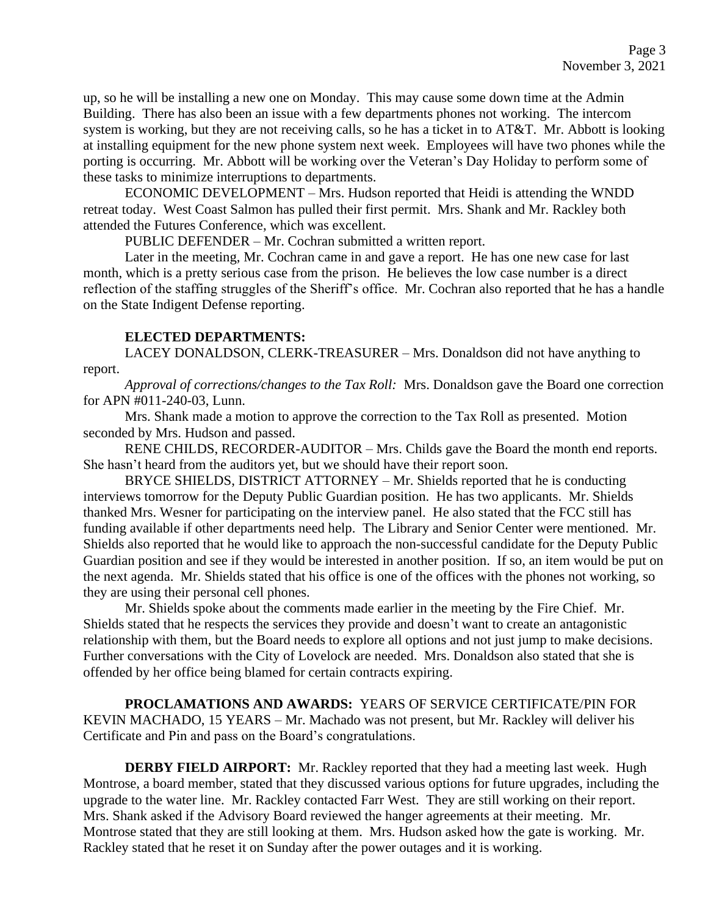up, so he will be installing a new one on Monday. This may cause some down time at the Admin Building. There has also been an issue with a few departments phones not working. The intercom system is working, but they are not receiving calls, so he has a ticket in to AT&T. Mr. Abbott is looking at installing equipment for the new phone system next week. Employees will have two phones while the porting is occurring. Mr. Abbott will be working over the Veteran's Day Holiday to perform some of these tasks to minimize interruptions to departments.

ECONOMIC DEVELOPMENT – Mrs. Hudson reported that Heidi is attending the WNDD retreat today. West Coast Salmon has pulled their first permit. Mrs. Shank and Mr. Rackley both attended the Futures Conference, which was excellent.

PUBLIC DEFENDER – Mr. Cochran submitted a written report.

Later in the meeting, Mr. Cochran came in and gave a report. He has one new case for last month, which is a pretty serious case from the prison. He believes the low case number is a direct reflection of the staffing struggles of the Sheriff's office. Mr. Cochran also reported that he has a handle on the State Indigent Defense reporting.

**ELECTED DEPARTMENTS:**

LACEY DONALDSON, CLERK-TREASURER – Mrs. Donaldson did not have anything to report.

*Approval of corrections/changes to the Tax Roll:* Mrs. Donaldson gave the Board one correction for APN #011-240-03, Lunn.

Mrs. Shank made a motion to approve the correction to the Tax Roll as presented. Motion seconded by Mrs. Hudson and passed.

RENE CHILDS, RECORDER-AUDITOR – Mrs. Childs gave the Board the month end reports. She hasn't heard from the auditors yet, but we should have their report soon.

BRYCE SHIELDS, DISTRICT ATTORNEY – Mr. Shields reported that he is conducting interviews tomorrow for the Deputy Public Guardian position. He has two applicants. Mr. Shields thanked Mrs. Wesner for participating on the interview panel. He also stated that the FCC still has funding available if other departments need help. The Library and Senior Center were mentioned. Mr. Shields also reported that he would like to approach the non-successful candidate for the Deputy Public Guardian position and see if they would be interested in another position. If so, an item would be put on the next agenda. Mr. Shields stated that his office is one of the offices with the phones not working, so they are using their personal cell phones.

Mr. Shields spoke about the comments made earlier in the meeting by the Fire Chief. Mr. Shields stated that he respects the services they provide and doesn't want to create an antagonistic relationship with them, but the Board needs to explore all options and not just jump to make decisions. Further conversations with the City of Lovelock are needed. Mrs. Donaldson also stated that she is offended by her office being blamed for certain contracts expiring.

**PROCLAMATIONS AND AWARDS:** YEARS OF SERVICE CERTIFICATE/PIN FOR KEVIN MACHADO, 15 YEARS – Mr. Machado was not present, but Mr. Rackley will deliver his Certificate and Pin and pass on the Board's congratulations.

**DERBY FIELD AIRPORT:** Mr. Rackley reported that they had a meeting last week. Hugh Montrose, a board member, stated that they discussed various options for future upgrades, including the upgrade to the water line. Mr. Rackley contacted Farr West. They are still working on their report. Mrs. Shank asked if the Advisory Board reviewed the hanger agreements at their meeting. Mr. Montrose stated that they are still looking at them. Mrs. Hudson asked how the gate is working. Mr. Rackley stated that he reset it on Sunday after the power outages and it is working.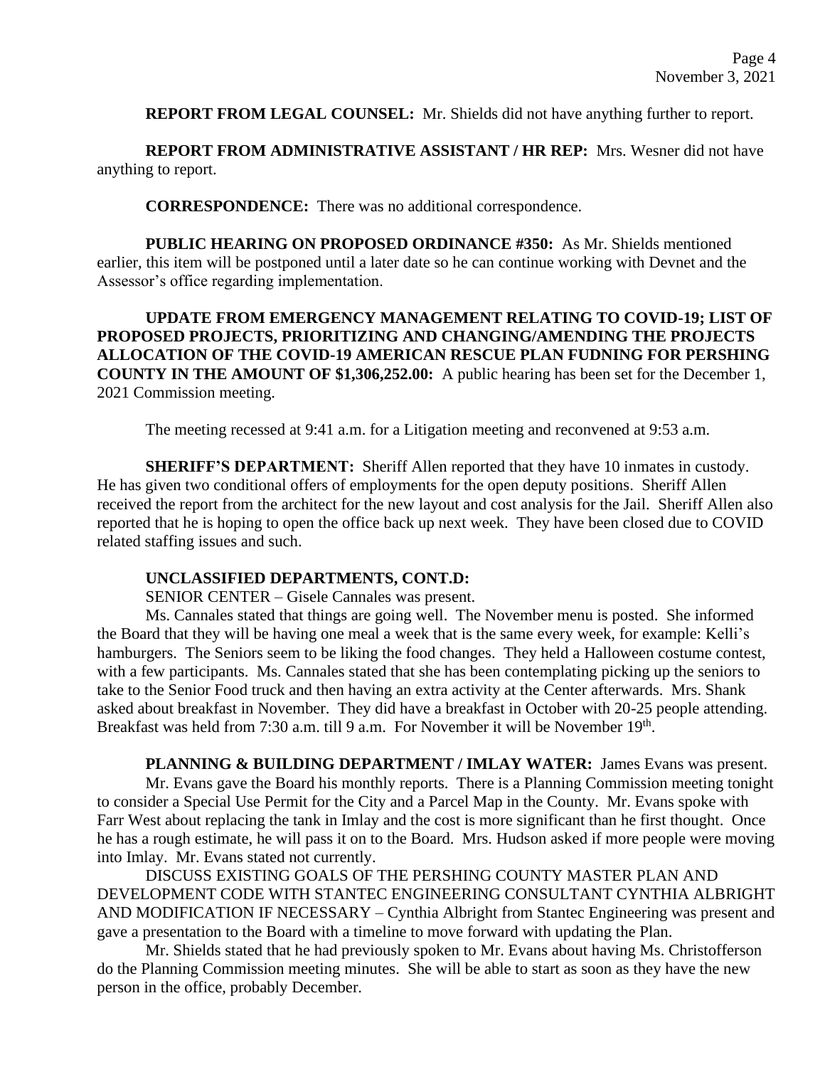**REPORT FROM LEGAL COUNSEL:** Mr. Shields did not have anything further to report.

**REPORT FROM ADMINISTRATIVE ASSISTANT / HR REP:** Mrs. Wesner did not have anything to report.

**CORRESPONDENCE:** There was no additional correspondence.

**PUBLIC HEARING ON PROPOSED ORDINANCE #350:** As Mr. Shields mentioned earlier, this item will be postponed until a later date so he can continue working with Devnet and the Assessor's office regarding implementation.

**UPDATE FROM EMERGENCY MANAGEMENT RELATING TO COVID-19; LIST OF PROPOSED PROJECTS, PRIORITIZING AND CHANGING/AMENDING THE PROJECTS ALLOCATION OF THE COVID-19 AMERICAN RESCUE PLAN FUDNING FOR PERSHING COUNTY IN THE AMOUNT OF $1,306,252.00:** A public hearing has been set for the December 1, 2021 Commission meeting.

The meeting recessed at 9:41 a.m. for a Litigation meeting and reconvened at 9:53 a.m.

**SHERIFF'S DEPARTMENT:** Sheriff Allen reported that they have 10 inmates in custody. He has given two conditional offers of employments for the open deputy positions. Sheriff Allen received the report from the architect for the new layout and cost analysis for the Jail. Sheriff Allen also reported that he is hoping to open the office back up next week. They have been closed due to COVID related staffing issues and such.

**UNCLASSIFIED DEPARTMENTS, CONT.D:**

SENIOR CENTER – Gisele Cannales was present.

Ms. Cannales stated that things are going well. The November menu is posted. She informed the Board that they will be having one meal a week that is the same every week, for example: Kelli's hamburgers. The Seniors seem to be liking the food changes. They held a Halloween costume contest, with a few participants. Ms. Cannales stated that she has been contemplating picking up the seniors to take to the Senior Food truck and then having an extra activity at the Center afterwards. Mrs. Shank asked about breakfast in November. They did have a breakfast in October with 20-25 people attending. Breakfast was held from 7:30 a.m. till 9 a.m. For November it will be November 19th.

**PLANNING & BUILDING DEPARTMENT / IMLAY WATER:** James Evans was present.

Mr. Evans gave the Board his monthly reports. There is a Planning Commission meeting tonight to consider a Special Use Permit for the City and a Parcel Map in the County. Mr. Evans spoke with Farr West about replacing the tank in Imlay and the cost is more significant than he first thought. Once he has a rough estimate, he will pass it on to the Board. Mrs. Hudson asked if more people were moving into Imlay. Mr. Evans stated not currently.

DISCUSS EXISTING GOALS OF THE PERSHING COUNTY MASTER PLAN AND DEVELOPMENT CODE WITH STANTEC ENGINEERING CONSULTANT CYNTHIA ALBRIGHT AND MODIFICATION IF NECESSARY – Cynthia Albright from Stantec Engineering was present and gave a presentation to the Board with a timeline to move forward with updating the Plan.

Mr. Shields stated that he had previously spoken to Mr. Evans about having Ms. Christofferson do the Planning Commission meeting minutes. She will be able to start as soon as they have the new person in the office, probably December.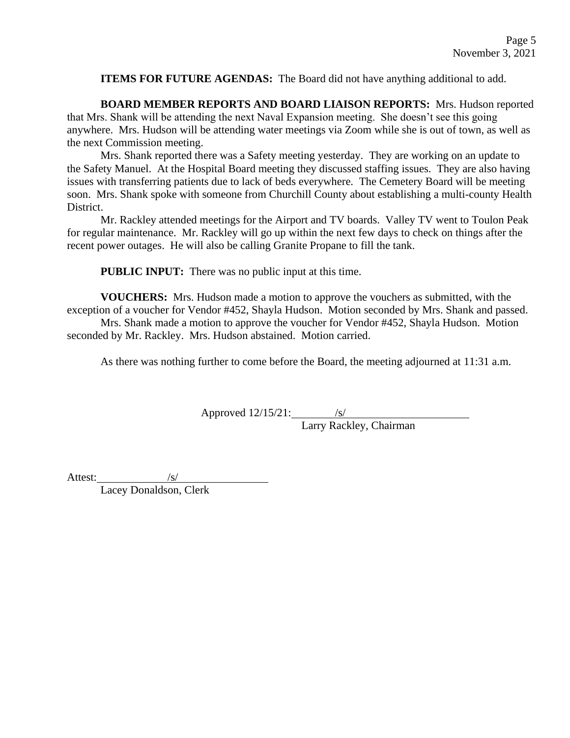**ITEMS FOR FUTURE AGENDAS:** The Board did not have anything additional to add.

**BOARD MEMBER REPORTS AND BOARD LIAISON REPORTS:** Mrs. Hudson reported that Mrs. Shank will be attending the next Naval Expansion meeting. She doesn't see this going anywhere. Mrs. Hudson will be attending water meetings via Zoom while she is out of town, as well as the next Commission meeting.

Mrs. Shank reported there was a Safety meeting yesterday. They are working on an update to the Safety Manuel. At the Hospital Board meeting they discussed staffing issues. They are also having issues with transferring patients due to lack of beds everywhere. The Cemetery Board will be meeting soon. Mrs. Shank spoke with someone from Churchill County about establishing a multi-county Health District.

Mr. Rackley attended meetings for the Airport and TV boards. Valley TV went to Toulon Peak for regular maintenance. Mr. Rackley will go up within the next few days to check on things after the recent power outages. He will also be calling Granite Propane to fill the tank.

**PUBLIC INPUT:** There was no public input at this time.

**VOUCHERS:** Mrs. Hudson made a motion to approve the vouchers as submitted, with the exception of a voucher for Vendor #452, Shayla Hudson. Motion seconded by Mrs. Shank and passed.

Mrs. Shank made a motion to approve the voucher for Vendor #452, Shayla Hudson. Motion seconded by Mr. Rackley. Mrs. Hudson abstained. Motion carried.

As there was nothing further to come before the Board, the meeting adjourned at 11:31 a.m.

Approved 12/15/21: /s/
Larry Rackley, Chairman

Attest: /s/
Lacey Donaldson, Clerk